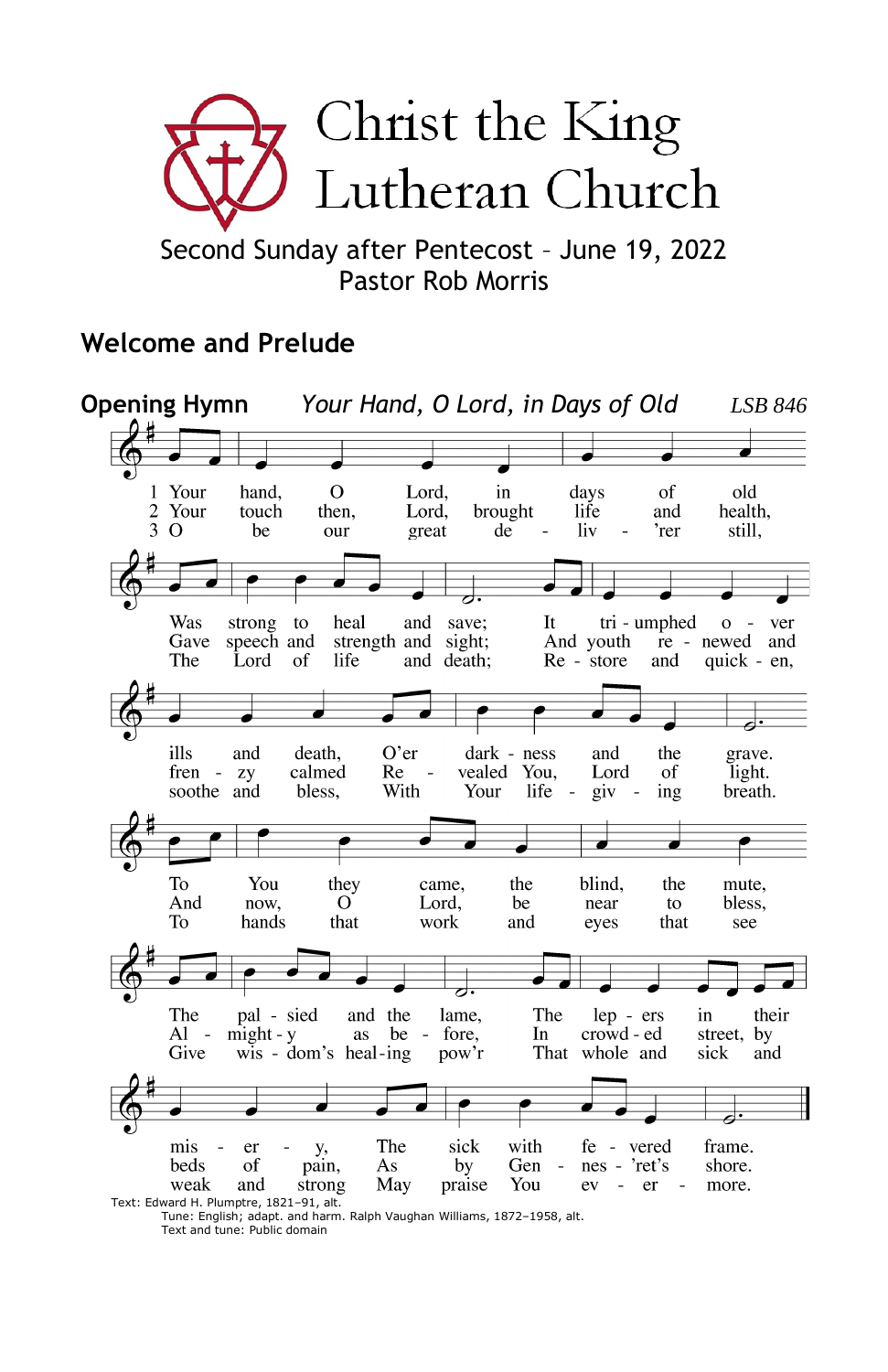# Christ the King Lutheran Church

Second Sunday after Pentecost – June 19, 2022
Pastor Rob Morris

## Welcome and Prelude

## Opening Hymn *Your Hand, O Lord, in Days of Old* LSB 846

1 Your hand, O Lord, in days of old
Was strong to heal and save;
It triumphed over ills and death,
O'er darkness and the grave.
To You they came, the blind, the mute,
The palsied and the lame,
The lepers in their misery,
The sick with fevered frame.

2 Your touch then, Lord, brought life and health,
Gave speech and strength and sight;
And youth renewed and frenzy calmed
Revealed You, Lord of light.
And now, O Lord, be near to bless,
Almighty as before,
In crowded street, by beds of pain,
As by Gennesaret's shore.

3 O be our great deliv'rer still,
The Lord of life and death;
Restore and quicken, soothe and bless,
With Your life-giving breath.
To hands that work and eyes that see
Give wisdom's healing pow'r
That whole and sick and weak and strong
May praise You evermore.

Text: Edward H. Plumptre, 1821–91, alt.
Tune: English; adapt. and harm. Ralph Vaughan Williams, 1872–1958, alt.
Text and tune: Public domain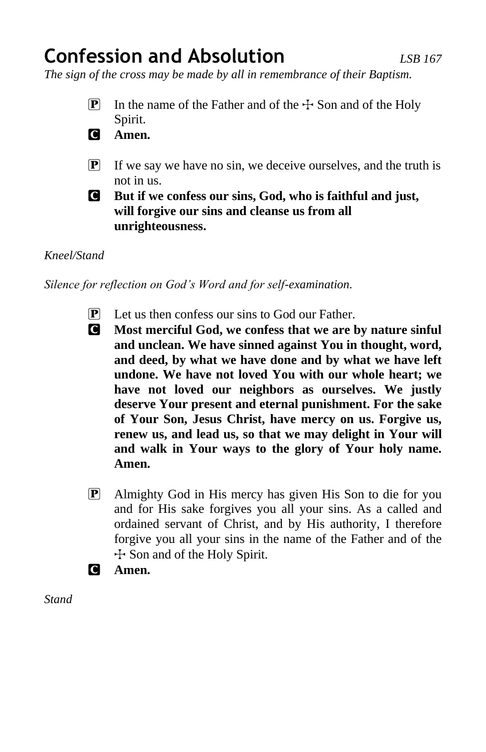# Confession and Absolution *LSB 167*

*The sign of the cross may be made by all in remembrance of their Baptism.*

P In the name of the Father and of the ☩ Son and of the Holy Spirit.

C **Amen.**

P If we say we have no sin, we deceive ourselves, and the truth is not in us.

C **But if we confess our sins, God, who is faithful and just, will forgive our sins and cleanse us from all unrighteousness.**

*Kneel/Stand*

*Silence for reflection on God's Word and for self-examination.*

P Let us then confess our sins to God our Father.

C **Most merciful God, we confess that we are by nature sinful and unclean. We have sinned against You in thought, word, and deed, by what we have done and by what we have left undone. We have not loved You with our whole heart; we have not loved our neighbors as ourselves. We justly deserve Your present and eternal punishment. For the sake of Your Son, Jesus Christ, have mercy on us. Forgive us, renew us, and lead us, so that we may delight in Your will and walk in Your ways to the glory of Your holy name. Amen.**

P Almighty God in His mercy has given His Son to die for you and for His sake forgives you all your sins. As a called and ordained servant of Christ, and by His authority, I therefore forgive you all your sins in the name of the Father and of the ☩ Son and of the Holy Spirit.

C **Amen.**

*Stand*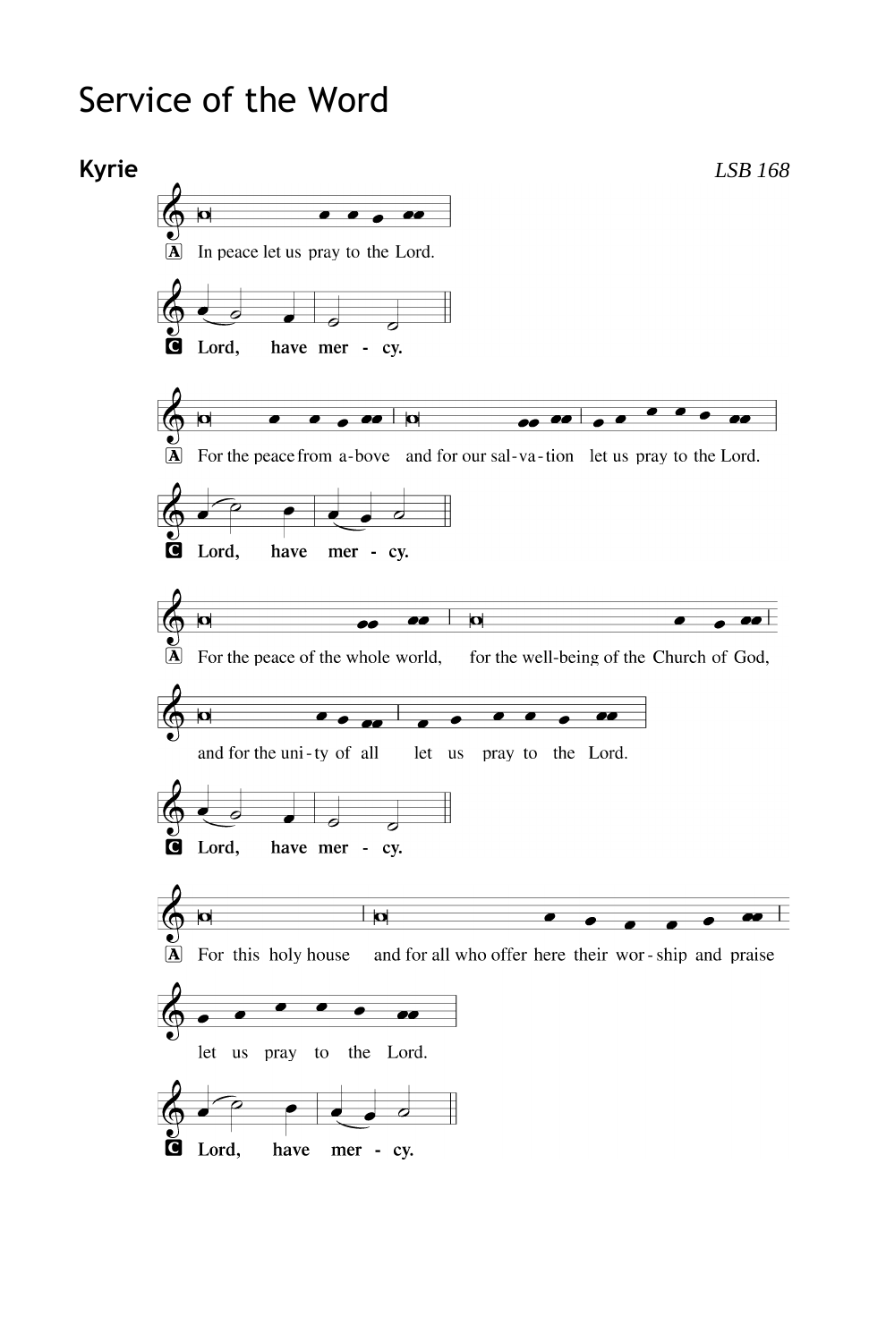# Service of the Word

## Kyrie

*LSB 168*

A In peace let us pray to the Lord.

**C Lord, have mer - cy.**

A For the peace from a-bove and for our sal-va-tion let us pray to the Lord.

**C Lord, have mer - cy.**

A For the peace of the whole world, for the well-being of the Church of God, and for the uni-ty of all let us pray to the Lord.

**C Lord, have mer - cy.**

A For this holy house and for all who offer here their wor-ship and praise let us pray to the Lord.

**C Lord, have mer - cy.**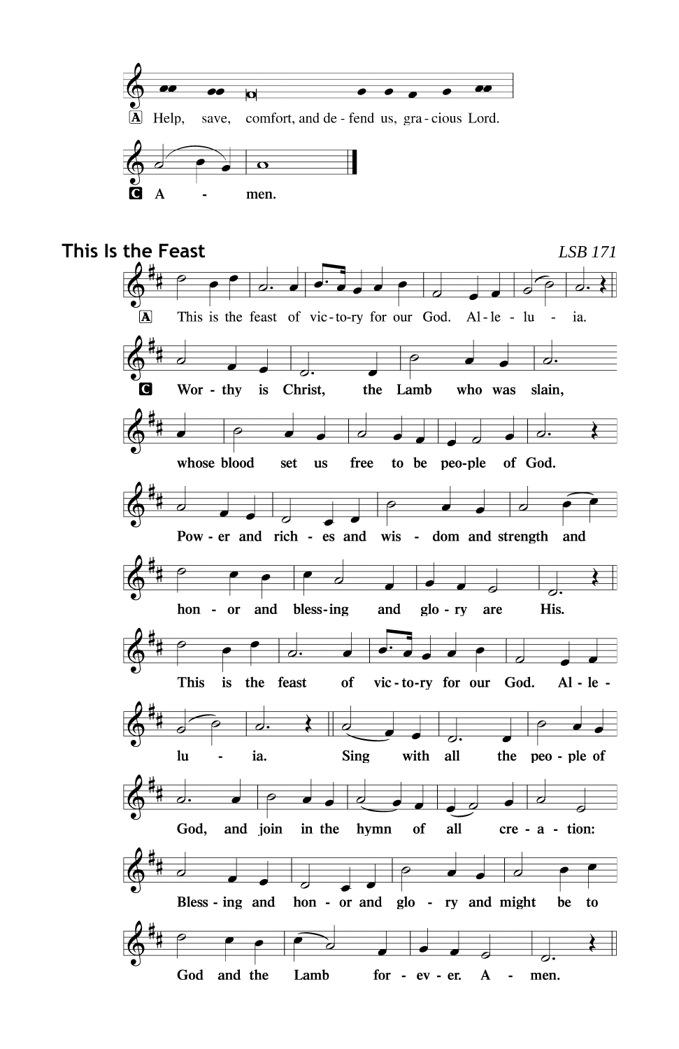A Help, save, comfort, and de - fend us, gra - cious Lord.

**C A - men.**

## This Is the Feast

*LSB 171*

A This is the feast of vic - to - ry for our God. Al - le - lu - ia.

**C Wor - thy is Christ, the Lamb who was slain,**

**whose blood set us free to be peo - ple of God.**

**Pow - er and rich - es and wis - dom and strength and**

**hon - or and bless - ing and glo - ry are His.**

**This is the feast of vic - to - ry for our God. Al - le -**

**lu - ia. Sing with all the peo - ple of**

**God, and join in the hymn of all cre - a - tion:**

**Bless - ing and hon - or and glo - ry and might be to**

**God and the Lamb for - ev - er. A - men.**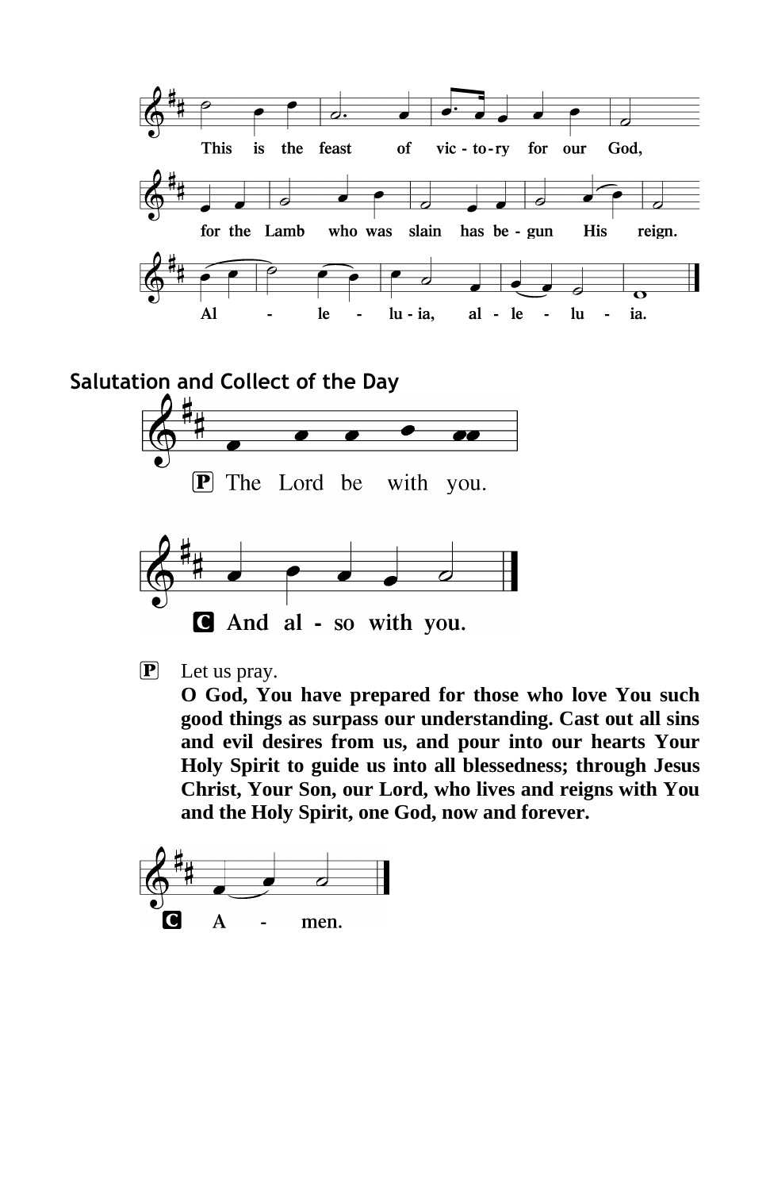This is the feast of vic - to - ry for our God,

for the Lamb who was slain has be - gun His reign.

Al - le - lu - ia, al - le - lu - ia.

## Salutation and Collect of the Day

P The Lord be with you.

**C And al - so with you.**

P Let us pray.

**O God, You have prepared for those who love You such good things as surpass our understanding. Cast out all sins and evil desires from us, and pour into our hearts Your Holy Spirit to guide us into all blessedness; through Jesus Christ, Your Son, our Lord, who lives and reigns with You and the Holy Spirit, one God, now and forever.**

**C A - men.**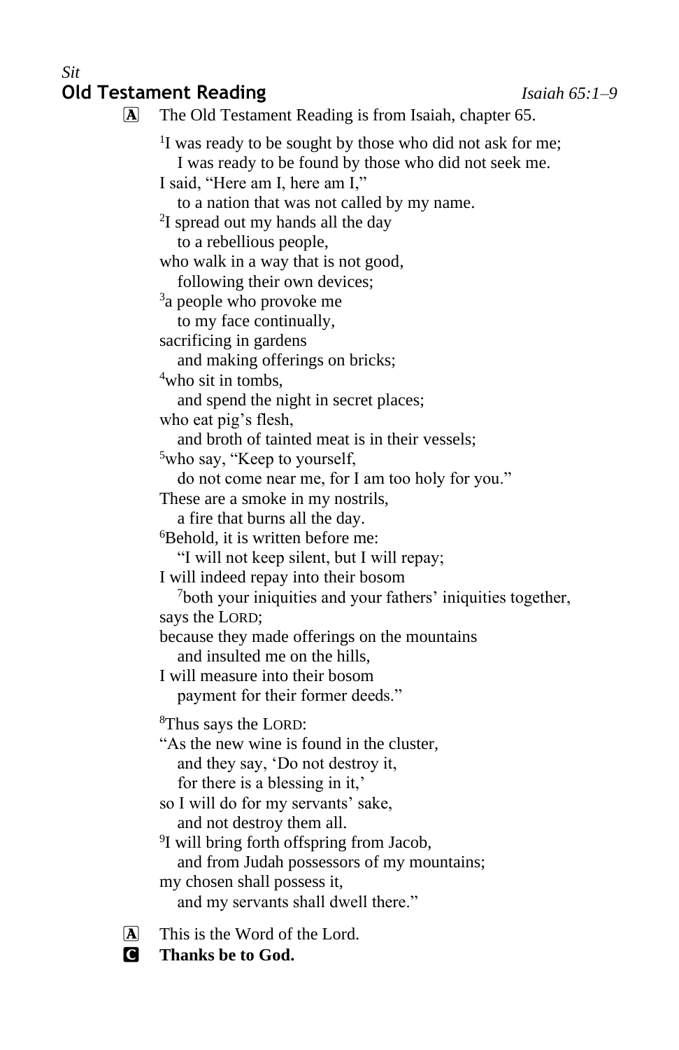*Sit*

## Old Testament Reading *Isaiah 65:1–9*

A The Old Testament Reading is from Isaiah, chapter 65.

[1]I was ready to be sought by those who did not ask for me;
  I was ready to be found by those who did not seek me.
I said, "Here am I, here am I,"
  to a nation that was not called by my name.
[2]I spread out my hands all the day
  to a rebellious people,
who walk in a way that is not good,
  following their own devices;
[3]a people who provoke me
  to my face continually,
sacrificing in gardens
  and making offerings on bricks;
[4]who sit in tombs,
  and spend the night in secret places;
who eat pig's flesh,
  and broth of tainted meat is in their vessels;
[5]who say, "Keep to yourself,
  do not come near me, for I am too holy for you."
These are a smoke in my nostrils,
  a fire that burns all the day.
[6]Behold, it is written before me:
  "I will not keep silent, but I will repay;
I will indeed repay into their bosom
  [7]both your iniquities and your fathers' iniquities together,
says the LORD;
because they made offerings on the mountains
  and insulted me on the hills,
I will measure into their bosom
  payment for their former deeds."

[8]Thus says the LORD:
"As the new wine is found in the cluster,
  and they say, 'Do not destroy it,
  for there is a blessing in it,'
so I will do for my servants' sake,
  and not destroy them all.
[9]I will bring forth offspring from Jacob,
  and from Judah possessors of my mountains;
my chosen shall possess it,
  and my servants shall dwell there."

A This is the Word of the Lord.

**C Thanks be to God.**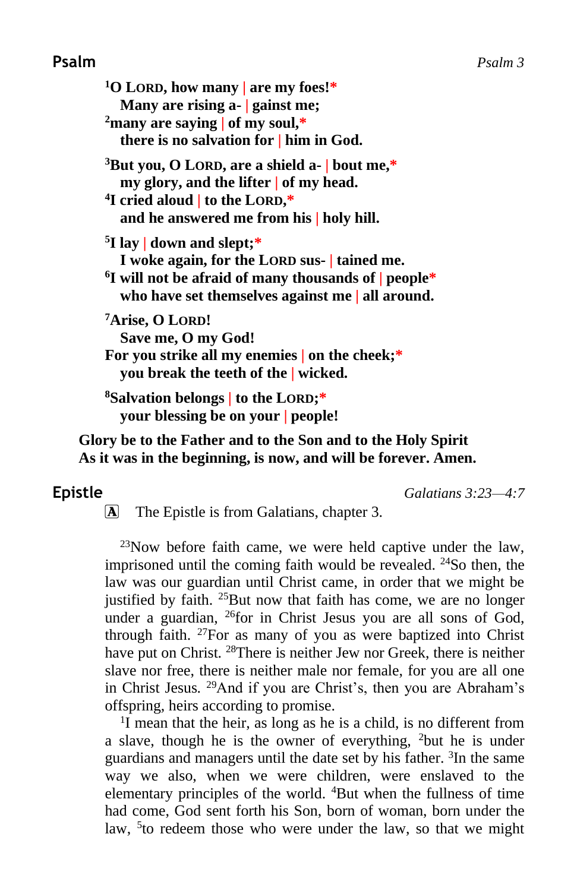## Psalm

*Psalm 3*

**[1]O LORD, how many | are my foes!***
**Many are rising a- | gainst me;**
**[2]many are saying | of my soul,***
**there is no salvation for | him in God.**

**[3]But you, O LORD, are a shield a- | bout me,***
**my glory, and the lifter | of my head.**
**[4]I cried aloud | to the LORD,***
**and he answered me from his | holy hill.**

**[5]I lay | down and slept;***
**I woke again, for the LORD sus- | tained me.**
**[6]I will not be afraid of many thousands of | people***
**who have set themselves against me | all around.**

**[7]Arise, O LORD!**
**Save me, O my God!**
**For you strike all my enemies | on the cheek;***
**you break the teeth of the | wicked.**

**[8]Salvation belongs | to the LORD;***
**your blessing be on your | people!**

**Glory be to the Father and to the Son and to the Holy Spirit**
**As it was in the beginning, is now, and will be forever. Amen.**

## Epistle

*Galatians 3:23—4:7*

[A] The Epistle is from Galatians, chapter 3.

[23]Now before faith came, we were held captive under the law, imprisoned until the coming faith would be revealed. [24]So then, the law was our guardian until Christ came, in order that we might be justified by faith. [25]But now that faith has come, we are no longer under a guardian, [26]for in Christ Jesus you are all sons of God, through faith. [27]For as many of you as were baptized into Christ have put on Christ. [28]There is neither Jew nor Greek, there is neither slave nor free, there is neither male nor female, for you are all one in Christ Jesus. [29]And if you are Christ's, then you are Abraham's offspring, heirs according to promise.

[1]I mean that the heir, as long as he is a child, is no different from a slave, though he is the owner of everything, [2]but he is under guardians and managers until the date set by his father. [3]In the same way we also, when we were children, were enslaved to the elementary principles of the world. [4]But when the fullness of time had come, God sent forth his Son, born of woman, born under the law, [5]to redeem those who were under the law, so that we might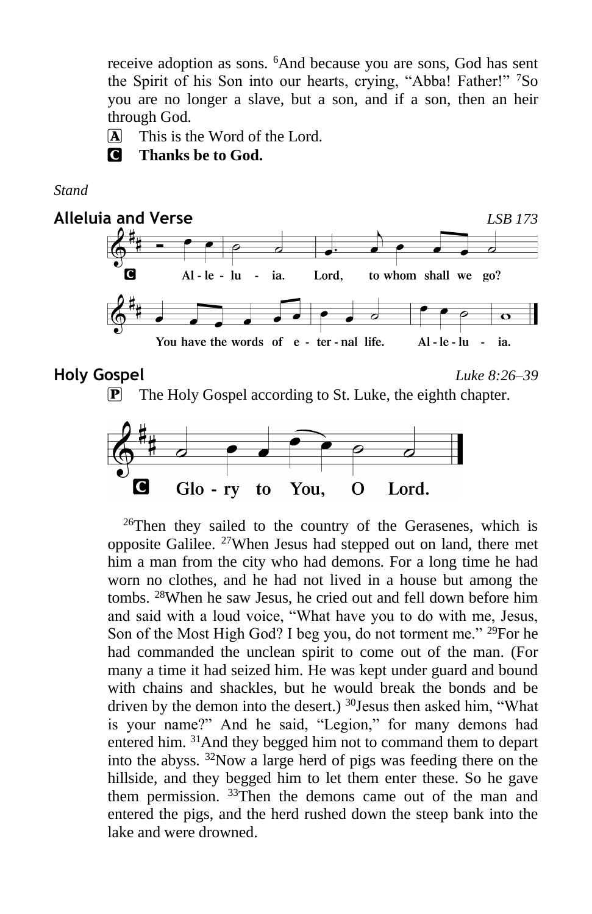receive adoption as sons. [6]And because you are sons, God has sent the Spirit of his Son into our hearts, crying, "Abba! Father!" [7]So you are no longer a slave, but a son, and if a son, then an heir through God.

A This is the Word of the Lord.

C **Thanks be to God.**

*Stand*

## Alleluia and Verse

*LSB 173*

C Al-le-lu-ia. Lord, to whom shall we go? You have the words of e-ter-nal life. Al-le-lu-ia.

## Holy Gospel

*Luke 8:26–39*

P The Holy Gospel according to St. Luke, the eighth chapter.

C Glo-ry to You, O Lord.

[26]Then they sailed to the country of the Gerasenes, which is opposite Galilee. [27]When Jesus had stepped out on land, there met him a man from the city who had demons. For a long time he had worn no clothes, and he had not lived in a house but among the tombs. [28]When he saw Jesus, he cried out and fell down before him and said with a loud voice, "What have you to do with me, Jesus, Son of the Most High God? I beg you, do not torment me." [29]For he had commanded the unclean spirit to come out of the man. (For many a time it had seized him. He was kept under guard and bound with chains and shackles, but he would break the bonds and be driven by the demon into the desert.) [30]Jesus then asked him, "What is your name?" And he said, "Legion," for many demons had entered him. [31]And they begged him not to command them to depart into the abyss. [32]Now a large herd of pigs was feeding there on the hillside, and they begged him to let them enter these. So he gave them permission. [33]Then the demons came out of the man and entered the pigs, and the herd rushed down the steep bank into the lake and were drowned.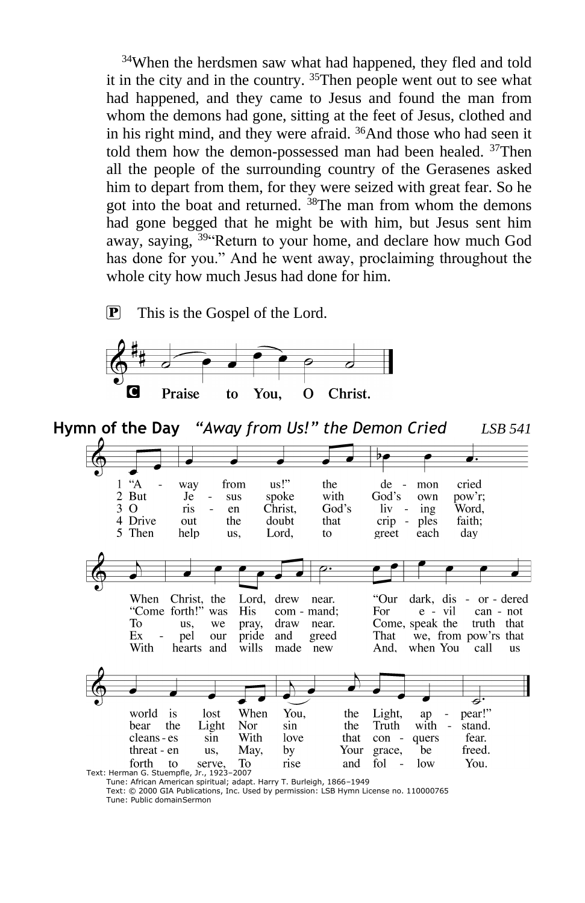[34]When the herdsmen saw what had happened, they fled and told it in the city and in the country. [35]Then people went out to see what had happened, and they came to Jesus and found the man from whom the demons had gone, sitting at the feet of Jesus, clothed and in his right mind, and they were afraid. [36]And those who had seen it told them how the demon-possessed man had been healed. [37]Then all the people of the surrounding country of the Gerasenes asked him to depart from them, for they were seized with great fear. So he got into the boat and returned. [38]The man from whom the demons had gone begged that he might be with him, but Jesus sent him away, saying, [39]"Return to your home, and declare how much God has done for you." And he went away, proclaiming throughout the whole city how much Jesus had done for him.

P This is the Gospel of the Lord.

C **Praise to You, O Christ.**

## Hymn of the Day *"Away from Us!" the Demon Cried* *LSB 541*

1 "Away from us!" the demon cried
When Christ, the Lord, drew near.
"Our dark, disordered world is lost
When You, the Light, appear!"

2 But Jesus spoke with God's own pow'r;
"Come forth!" was His command;
For evil cannot bear the Light
Nor sin the Truth withstand.

3 O risen Christ, God's living Word,
To us, we pray, draw near.
Come, speak the truth that cleanses sin
With love that conquers fear.

4 Drive out the doubt that cripples faith;
Expel our pride and greed
That we, from pow'rs that threaten us,
May, by Your grace, be freed.

5 Then help us, Lord, to greet each day
With hearts and wills made new
And, when You call us forth to serve,
To rise and follow You.

Text: Herman G. Stuempfle, Jr., 1923–2007
Tune: African American spiritual; adapt. Harry T. Burleigh, 1866–1949
Text: © 2000 GIA Publications, Inc. Used by permission: LSB Hymn License no. 110000765
Tune: Public domain

Sermon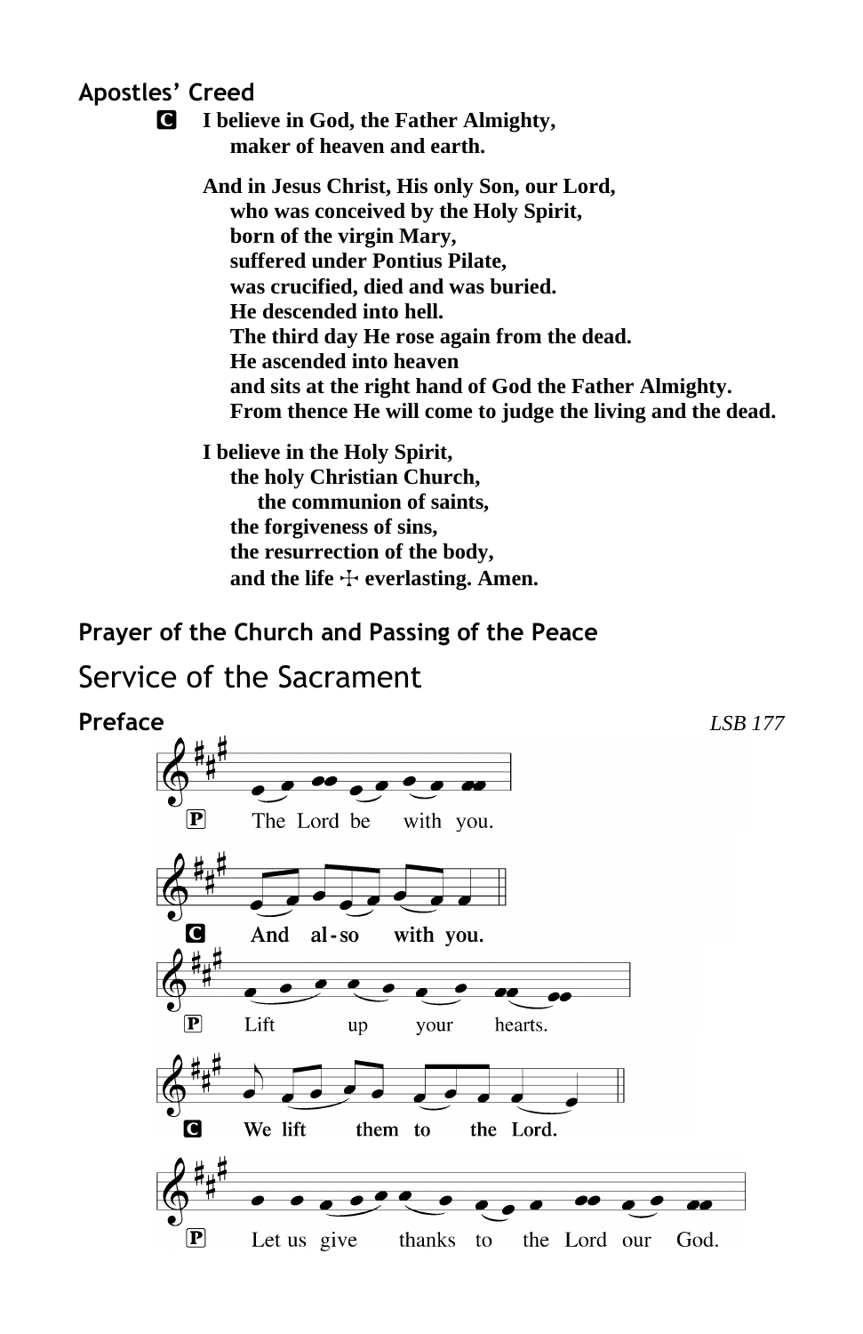### Apostles' Creed

**C** **I believe in God, the Father Almighty,**
**maker of heaven and earth.**

**And in Jesus Christ, His only Son, our Lord,**
**who was conceived by the Holy Spirit,**
**born of the virgin Mary,**
**suffered under Pontius Pilate,**
**was crucified, died and was buried.**
**He descended into hell.**
**The third day He rose again from the dead.**
**He ascended into heaven**
**and sits at the right hand of God the Father Almighty.**
**From thence He will come to judge the living and the dead.**

**I believe in the Holy Spirit,**
**the holy Christian Church,**
**the communion of saints,**
**the forgiveness of sins,**
**the resurrection of the body,**
**and the life ☩ everlasting. Amen.**

### Prayer of the Church and Passing of the Peace

## Service of the Sacrament

### Preface

*LSB 177*

P The Lord be with you.

C **And also with you.**

P Lift up your hearts.

C **We lift them to the Lord.**

P Let us give thanks to the Lord our God.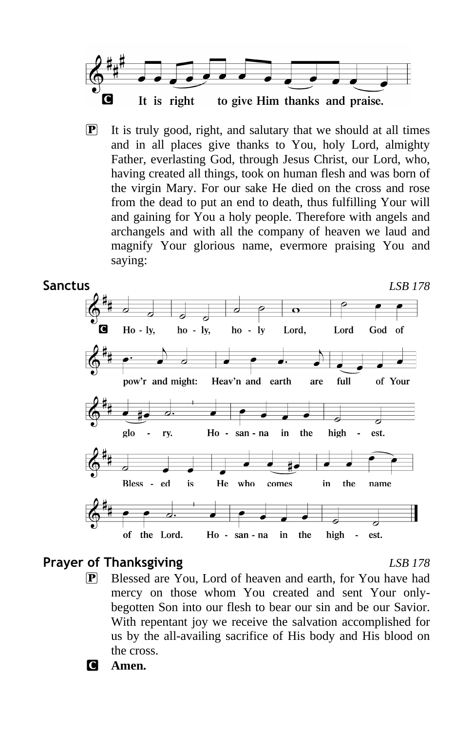**C** It is right to give Him thanks and praise.

**P** It is truly good, right, and salutary that we should at all times and in all places give thanks to You, holy Lord, almighty Father, everlasting God, through Jesus Christ, our Lord, who, having created all things, took on human flesh and was born of the virgin Mary. For our sake He died on the cross and rose from the dead to put an end to death, thus fulfilling Your will and gaining for You a holy people. Therefore with angels and archangels and with all the company of heaven we laud and magnify Your glorious name, evermore praising You and saying:

## Sanctus

*LSB 178*

**C** Ho - ly, ho - ly, ho - ly Lord, Lord God of pow'r and might: Heav'n and earth are full of Your glo - ry. Ho - san - na in the high - est. Bless - ed is He who comes in the name of the Lord. Ho - san - na in the high - est.

## Prayer of Thanksgiving

*LSB 178*

**P** Blessed are You, Lord of heaven and earth, for You have had mercy on those whom You created and sent Your only-begotten Son into our flesh to bear our sin and be our Savior. With repentant joy we receive the salvation accomplished for us by the all-availing sacrifice of His body and His blood on the cross.

**C** **Amen.**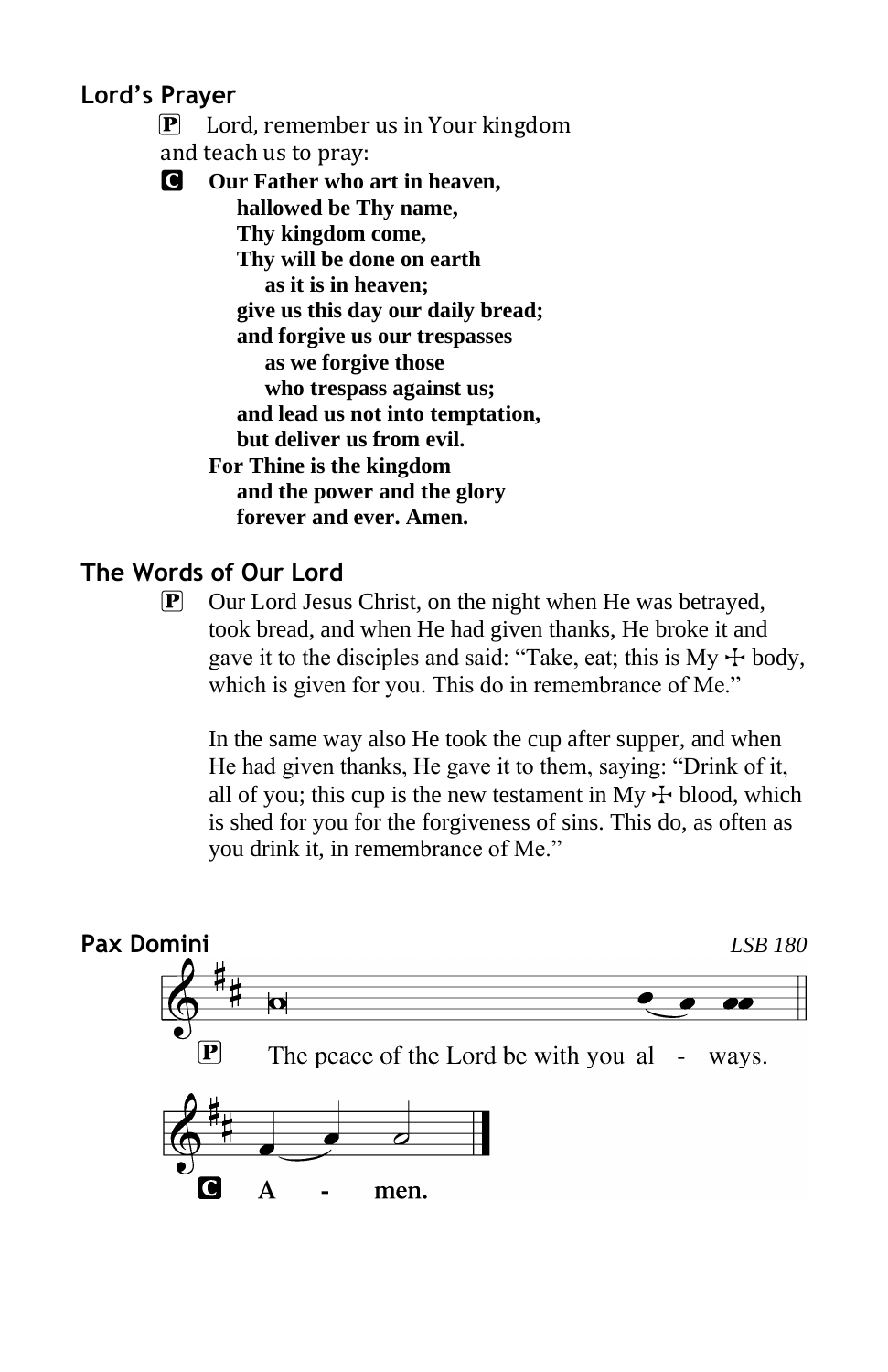## Lord's Prayer

P Lord, remember us in Your kingdom and teach us to pray:

C **Our Father who art in heaven,**
**hallowed be Thy name,**
**Thy kingdom come,**
**Thy will be done on earth**
**as it is in heaven;**
**give us this day our daily bread;**
**and forgive us our trespasses**
**as we forgive those**
**who trespass against us;**
**and lead us not into temptation,**
**but deliver us from evil.**
**For Thine is the kingdom**
**and the power and the glory**
**forever and ever. Amen.**

## The Words of Our Lord

P Our Lord Jesus Christ, on the night when He was betrayed, took bread, and when He had given thanks, He broke it and gave it to the disciples and said: "Take, eat; this is My ☩ body, which is given for you. This do in remembrance of Me."

In the same way also He took the cup after supper, and when He had given thanks, He gave it to them, saying: "Drink of it, all of you; this cup is the new testament in My ☩ blood, which is shed for you for the forgiveness of sins. This do, as often as you drink it, in remembrance of Me."

## Pax Domini

*LSB 180*

P The peace of the Lord be with you al - ways.

C **A - men.**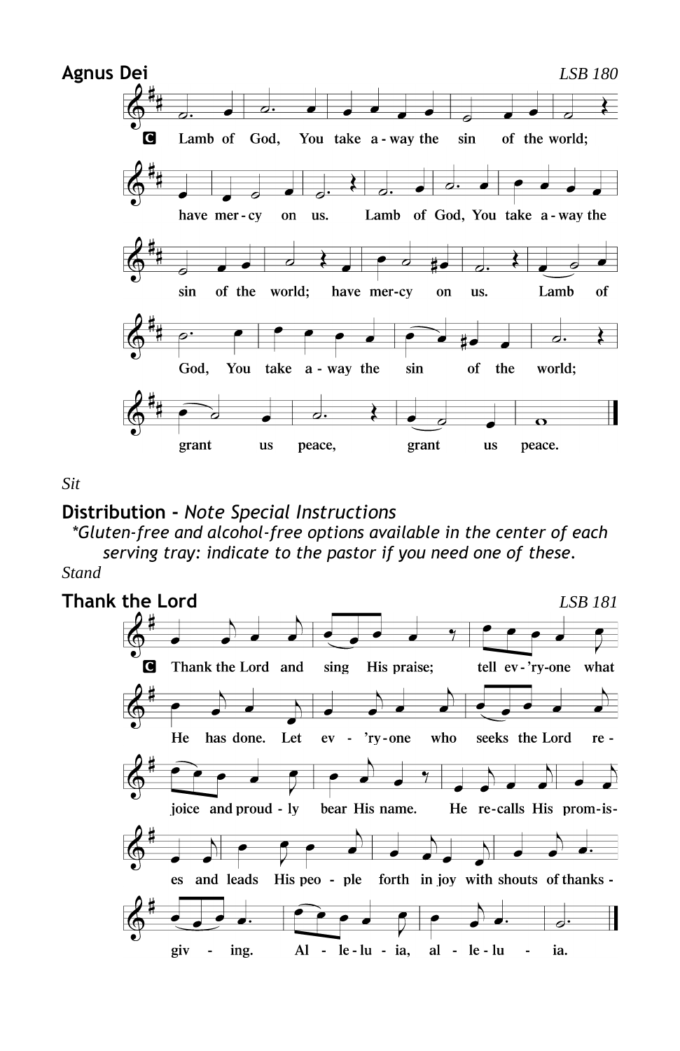## Agnus Dei

*LSB 180*

**C** Lamb of God, You take away the sin of the world; have mercy on us.
Lamb of God, You take away the sin of the world; have mercy on us.
Lamb of God, You take away the sin of the world; grant us peace, grant us peace.

*Sit*

## Distribution - *Note Special Instructions*

*\*Gluten-free and alcohol-free options available in the center of each serving tray: indicate to the pastor if you need one of these.*

*Stand*

## Thank the Lord

*LSB 181*

**C** Thank the Lord and sing His praise; tell ev'ryone what He has done. Let ev'ryone who seeks the Lord rejoice and proudly bear His name. He recalls His promises and leads His people forth in joy with shouts of thanksgiving. Alleluia, alleluia.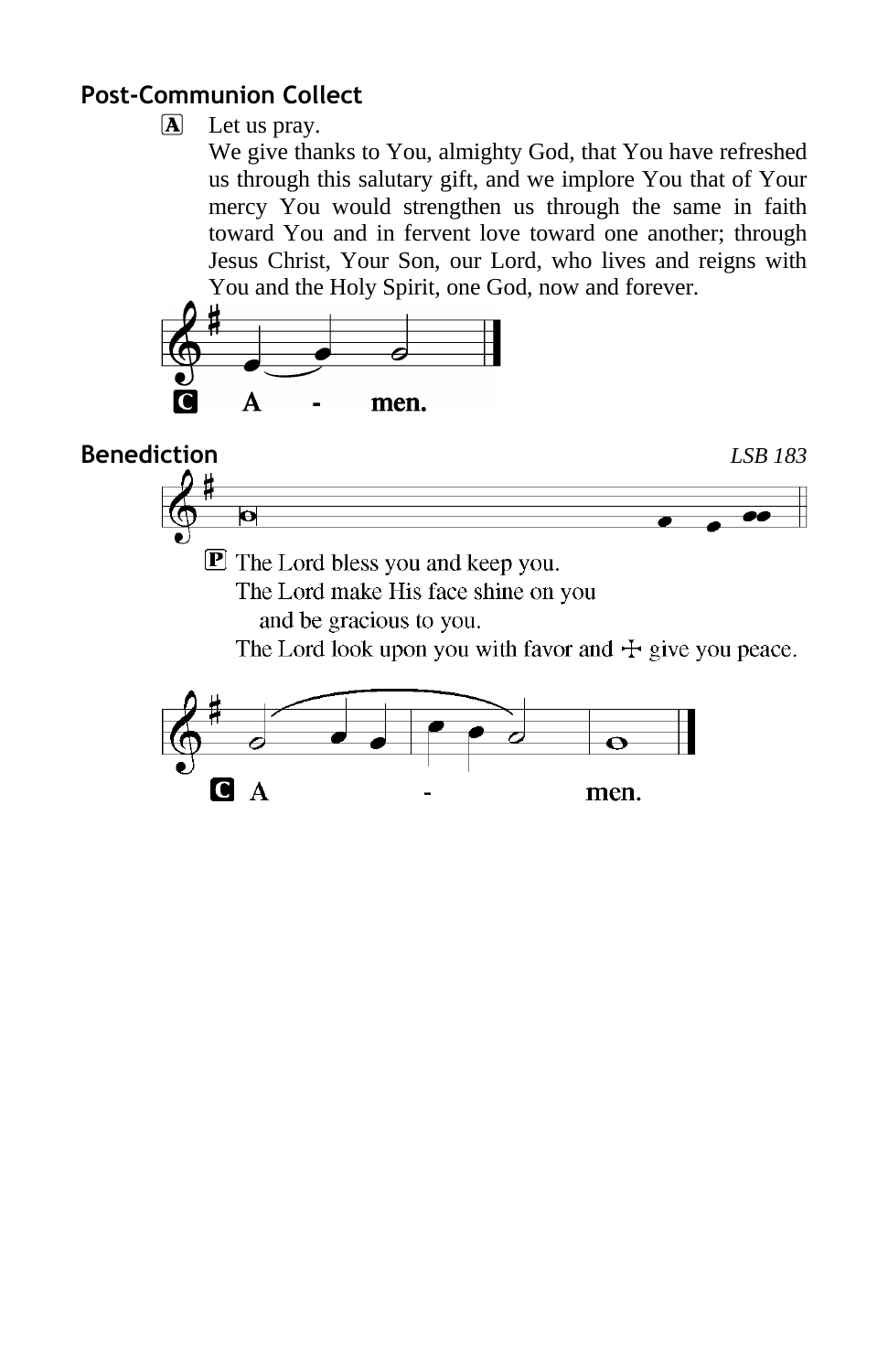## Post-Communion Collect

A Let us pray.

We give thanks to You, almighty God, that You have refreshed us through this salutary gift, and we implore You that of Your mercy You would strengthen us through the same in faith toward You and in fervent love toward one another; through Jesus Christ, Your Son, our Lord, who lives and reigns with You and the Holy Spirit, one God, now and forever.

C **A - men.**

## Benediction

*LSB 183*

P The Lord bless you and keep you.
The Lord make His face shine on you
and be gracious to you.
The Lord look upon you with favor and ☩ give you peace.

C **A - men.**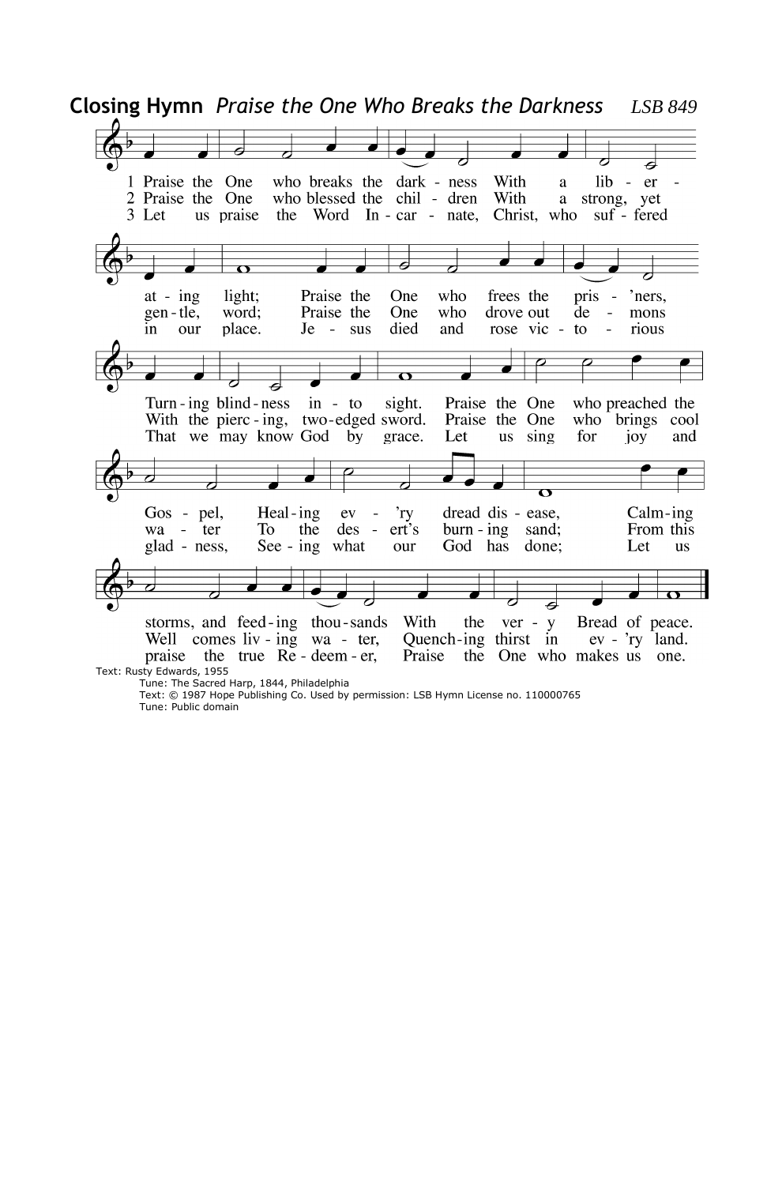**Closing Hymn** *Praise the One Who Breaks the Darkness* *LSB 849*

1 Praise the One who breaks the dark - ness With a lib - er - at - ing light;
Praise the One who frees the pris - 'ners, Turn - ing blind - ness in - to sight.
Praise the One who preached the Gos - pel, Heal - ing ev - 'ry dread dis - ease,
Calm - ing storms, and feed - ing thou - sands With the ver - y Bread of peace.

2 Praise the One who blessed the chil - dren With a strong, yet gen - tle, word;
Praise the One who drove out de - mons With the pierc - ing, two - edged sword.
Praise the One who brings cool wa - ter To the des - ert's burn - ing sand;
From this Well comes liv - ing wa - ter, Quench - ing thirst in ev - 'ry land.

3 Let us praise the Word In - car - nate, Christ, who suf - fered in our place.
Je - sus died and rose vic - to - rious That we may know God by grace.
Let us sing for joy and glad - ness, See - ing what our God has done;
Let us praise the true Re - deem - er, Praise the One who makes us one.

Text: Rusty Edwards, 1955
Tune: The Sacred Harp, 1844, Philadelphia
Text: © 1987 Hope Publishing Co. Used by permission: LSB Hymn License no. 110000765
Tune: Public domain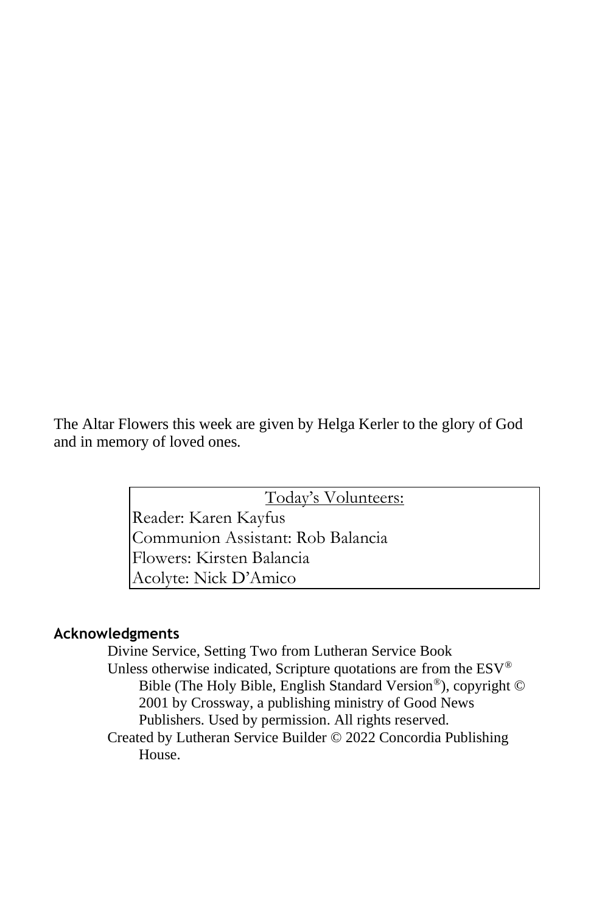The Altar Flowers this week are given by Helga Kerler to the glory of God and in memory of loved ones.

| Today's Volunteers: |
| --- |
| Reader: Karen Kayfus |
| Communion Assistant: Rob Balancia |
| Flowers: Kirsten Balancia |
| Acolyte: Nick D'Amico |

**Acknowledgments**

Divine Service, Setting Two from Lutheran Service Book

Unless otherwise indicated, Scripture quotations are from the ESV® Bible (The Holy Bible, English Standard Version®), copyright © 2001 by Crossway, a publishing ministry of Good News Publishers. Used by permission. All rights reserved.

Created by Lutheran Service Builder © 2022 Concordia Publishing House.